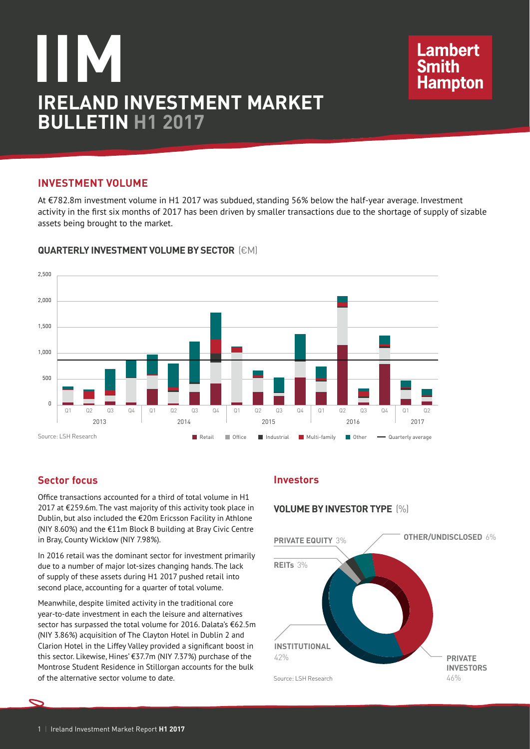# IIM

# IRELAND INVESTMENT MARKET BULLETIN H1 2017

Lambert Smith Hampton

## INVESTMENT VOLUME

At €782.8m investment volume in H1 2017 was subdued, standing 56% below the half-year average. Investment activity in the first six months of 2017 has been driven by smaller transactions due to the shortage of supply of sizable assets being brought to the market.

### QUARTERLY INVESTMENT VOLUME BY SECTOR (€M)

Source: LSH Research

Retail | Office | Industrial | Multi-family | Other | Quarterly average

## Sector focus

Office transactions accounted for a third of total volume in H1 2017 at €259.6m. The vast majority of this activity took place in Dublin, but also included the €20m Ericsson Facility in Athlone (NIY 8.60%) and the €11m Block B building at Bray Civic Centre in Bray, County Wicklow (NIY 7.98%).

In 2016 retail was the dominant sector for investment primarily due to a number of major lot-sizes changing hands. The lack of supply of these assets during H1 2017 pushed retail into second place, accounting for a quarter of total volume.

Meanwhile, despite limited activity in the traditional core year-to-date investment in each the leisure and alternatives sector has surpassed the total volume for 2016. Dalata's €62.5m (NIY 3.86%) acquisition of The Clayton Hotel in Dublin 2 and Clarion Hotel in the Liffey Valley provided a significant boost in this sector. Likewise, Hines' €37.7m (NIY 7.37%) purchase of the Montrose Student Residence in Stillorgan accounts for the bulk of the alternative sector volume to date.

## Investors

### VOLUME BY INVESTOR TYPE (%)

| Investor type | % |
| --- | --- |
| PRIVATE INVESTORS | 46% |
| INSTITUTIONAL | 42% |
| OTHER/UNDISCLOSED | 6% |
| PRIVATE EQUITY | 3% |
| REITs | 3% |

Source: LSH Research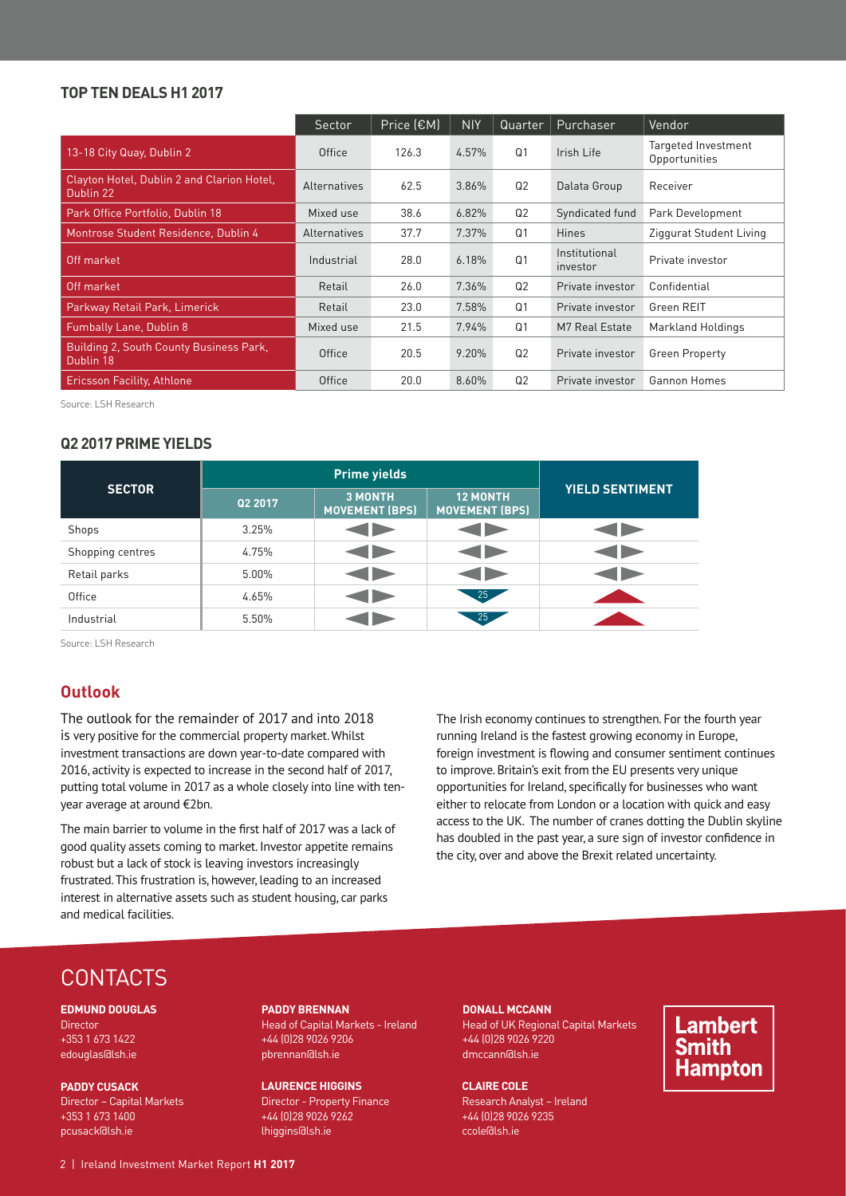### TOP TEN DEALS H1 2017

| | Sector | Price (€M) | NIY | Quarter | Purchaser | Vendor |
|---|---|---|---|---|---|---|
| 13-18 City Quay, Dublin 2 | Office | 126.3 | 4.57% | Q1 | Irish Life | Targeted Investment Opportunities |
| Clayton Hotel, Dublin 2 and Clarion Hotel, Dublin 22 | Alternatives | 62.5 | 3.86% | Q2 | Dalata Group | Receiver |
| Park Office Portfolio, Dublin 18 | Mixed use | 38.6 | 6.82% | Q2 | Syndicated fund | Park Development |
| Montrose Student Residence, Dublin 4 | Alternatives | 37.7 | 7.37% | Q1 | Hines | Ziggurat Student Living |
| Off market | Industrial | 28.0 | 6.18% | Q1 | Institutional investor | Private investor |
| Off market | Retail | 26.0 | 7.36% | Q2 | Private investor | Confidential |
| Parkway Retail Park, Limerick | Retail | 23.0 | 7.58% | Q1 | Private investor | Green REIT |
| Fumbally Lane, Dublin 8 | Mixed use | 21.5 | 7.94% | Q1 | M7 Real Estate | Markland Holdings |
| Building 2, South County Business Park, Dublin 18 | Office | 20.5 | 9.20% | Q2 | Private investor | Green Property |
| Ericsson Facility, Athlone | Office | 20.0 | 8.60% | Q2 | Private investor | Gannon Homes |

Source: LSH Research

### Q2 2017 PRIME YIELDS

| SECTOR | Prime yields | | | YIELD SENTIMENT |
|---|---|---|---|---|
| | Q2 2017 | 3 MONTH MOVEMENT (BPS) | 12 MONTH MOVEMENT (BPS) | |
| Shops | 3.25% | ◀▶ | ◀▶ | ◀▶ |
| Shopping centres | 4.75% | ◀▶ | ◀▶ | ◀▶ |
| Retail parks | 5.00% | ◀▶ | ◀▶ | ◀▶ |
| Office | 4.65% | ◀▶ | ▼ 25 | ▲ |
| Industrial | 5.50% | ◀▶ | ▼ 25 | ▲ |

Source: LSH Research

## Outlook

The outlook for the remainder of 2017 and into 2018 is very positive for the commercial property market. Whilst investment transactions are down year-to-date compared with 2016, activity is expected to increase in the second half of 2017, putting total volume in 2017 as a whole closely into line with ten-year average at around €2bn.

The main barrier to volume in the first half of 2017 was a lack of good quality assets coming to market. Investor appetite remains robust but a lack of stock is leaving investors increasingly frustrated. This frustration is, however, leading to an increased interest in alternative assets such as student housing, car parks and medical facilities.

The Irish economy continues to strengthen. For the fourth year running Ireland is the fastest growing economy in Europe, foreign investment is flowing and consumer sentiment continues to improve. Britain's exit from the EU presents very unique opportunities for Ireland, specifically for businesses who want either to relocate from London or a location with quick and easy access to the UK. The number of cranes dotting the Dublin skyline has doubled in the past year, a sure sign of investor confidence in the city, over and above the Brexit related uncertainty.

## CONTACTS

**EDMUND DOUGLAS**
Director
+353 1 673 1422
edouglas@lsh.ie

**PADDY CUSACK**
Director – Capital Markets
+353 1 673 1400
pcusack@lsh.ie

**PADDY BRENNAN**
Head of Capital Markets - Ireland
+44 (0)28 9026 9206
pbrennan@lsh.ie

**LAURENCE HIGGINS**
Director - Property Finance
+44 (0)28 9026 9262
lhiggins@lsh.ie

**DONALL MCCANN**
Head of UK Regional Capital Markets
+44 (0)28 9026 9220
dmccann@lsh.ie

**CLAIRE COLE**
Research Analyst – Ireland
+44 (0)28 9026 9235
ccole@lsh.ie

**Lambert Smith Hampton**